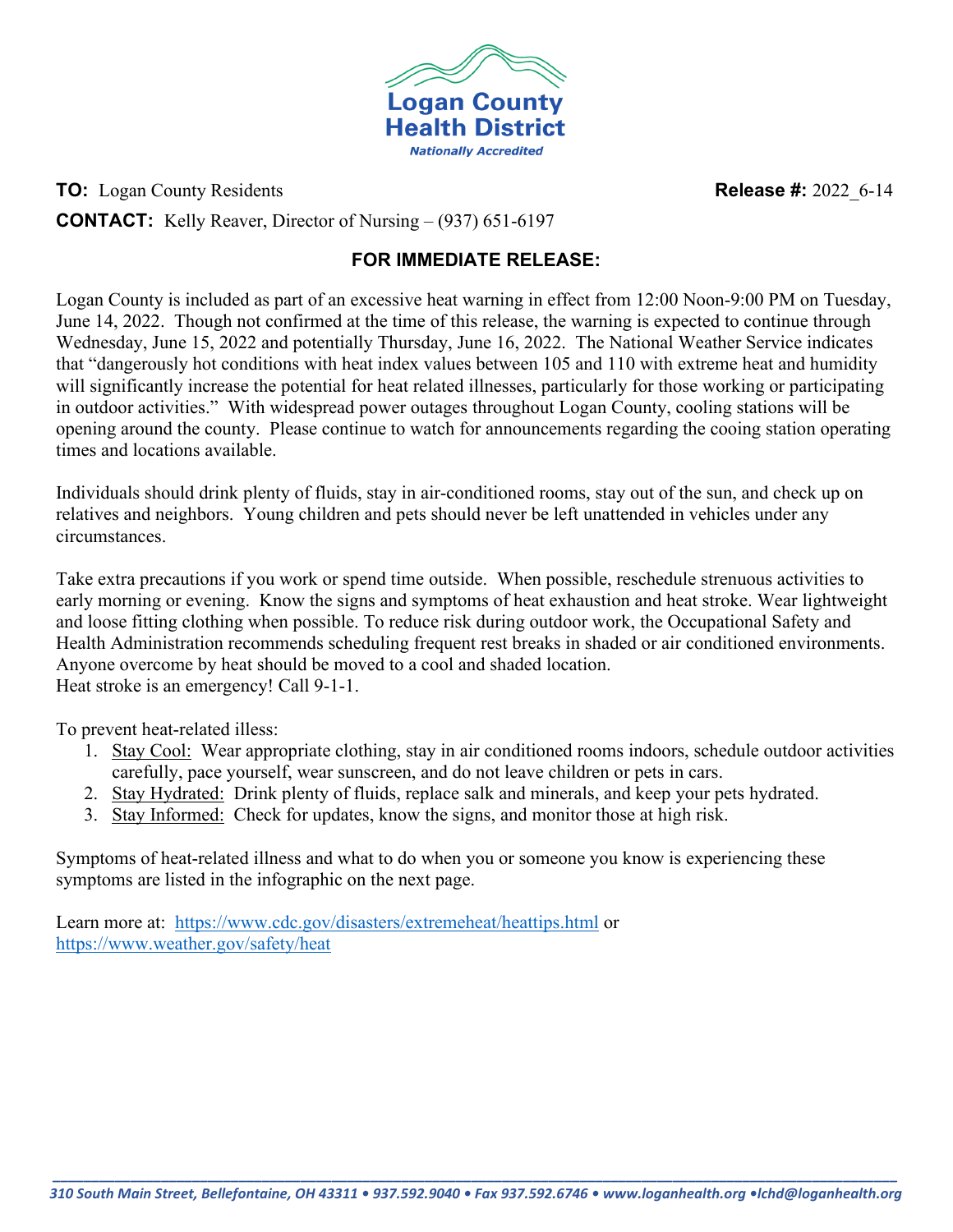**Logan County Health District**

*Nationally Accredited*

**TO:** Logan County Residents **Release #:** 2022_6-14

**CONTACT:** Kelly Reaver, Director of Nursing – (937) 651-6197

## FOR IMMEDIATE RELEASE:

Logan County is included as part of an excessive heat warning in effect from 12:00 Noon-9:00 PM on Tuesday, June 14, 2022. Though not confirmed at the time of this release, the warning is expected to continue through Wednesday, June 15, 2022 and potentially Thursday, June 16, 2022. The National Weather Service indicates that "dangerously hot conditions with heat index values between 105 and 110 with extreme heat and humidity will significantly increase the potential for heat related illnesses, particularly for those working or participating in outdoor activities." With widespread power outages throughout Logan County, cooling stations will be opening around the county. Please continue to watch for announcements regarding the cooing station operating times and locations available.

Individuals should drink plenty of fluids, stay in air-conditioned rooms, stay out of the sun, and check up on relatives and neighbors. Young children and pets should never be left unattended in vehicles under any circumstances.

Take extra precautions if you work or spend time outside. When possible, reschedule strenuous activities to early morning or evening. Know the signs and symptoms of heat exhaustion and heat stroke. Wear lightweight and loose fitting clothing when possible. To reduce risk during outdoor work, the Occupational Safety and Health Administration recommends scheduling frequent rest breaks in shaded or air conditioned environments. Anyone overcome by heat should be moved to a cool and shaded location.
Heat stroke is an emergency! Call 9-1-1.

To prevent heat-related illess:

1. Stay Cool: Wear appropriate clothing, stay in air conditioned rooms indoors, schedule outdoor activities carefully, pace yourself, wear sunscreen, and do not leave children or pets in cars.
2. Stay Hydrated: Drink plenty of fluids, replace salk and minerals, and keep your pets hydrated.
3. Stay Informed: Check for updates, know the signs, and monitor those at high risk.

Symptoms of heat-related illness and what to do when you or someone you know is experiencing these symptoms are listed in the infographic on the next page.

Learn more at: https://www.cdc.gov/disasters/extremeheat/heattips.html or https://www.weather.gov/safety/heat

*310 South Main Street, Bellefontaine, OH 43311 • 937.592.9040 • Fax 937.592.6746 • www.loganhealth.org •lchd@loganhealth.org*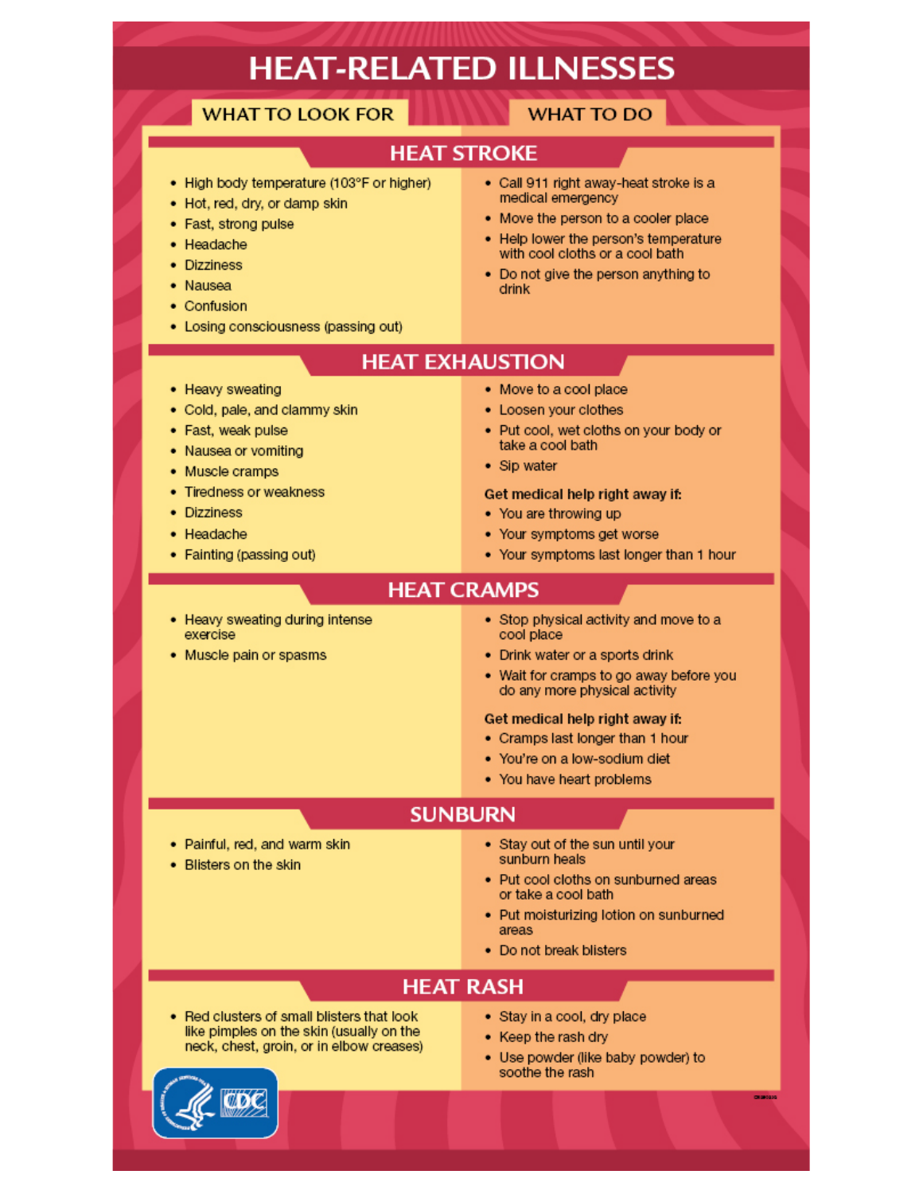# HEAT-RELATED ILLNESSES

| WHAT TO LOOK FOR | WHAT TO DO |
| --- | --- |

## HEAT STROKE

**What to look for:**

- High body temperature (103°F or higher)
- Hot, red, dry, or damp skin
- Fast, strong pulse
- Headache
- Dizziness
- Nausea
- Confusion
- Losing consciousness (passing out)

**What to do:**

- Call 911 right away-heat stroke is a medical emergency
- Move the person to a cooler place
- Help lower the person's temperature with cool cloths or a cool bath
- Do not give the person anything to drink

## HEAT EXHAUSTION

**What to look for:**

- Heavy sweating
- Cold, pale, and clammy skin
- Fast, weak pulse
- Nausea or vomiting
- Muscle cramps
- Tiredness or weakness
- Dizziness
- Headache
- Fainting (passing out)

**What to do:**

- Move to a cool place
- Loosen your clothes
- Put cool, wet cloths on your body or take a cool bath
- Sip water

**Get medical help right away if:**

- You are throwing up
- Your symptoms get worse
- Your symptoms last longer than 1 hour

## HEAT CRAMPS

**What to look for:**

- Heavy sweating during intense exercise
- Muscle pain or spasms

**What to do:**

- Stop physical activity and move to a cool place
- Drink water or a sports drink
- Wait for cramps to go away before you do any more physical activity

**Get medical help right away if:**

- Cramps last longer than 1 hour
- You're on a low-sodium diet
- You have heart problems

## SUNBURN

**What to look for:**

- Painful, red, and warm skin
- Blisters on the skin

**What to do:**

- Stay out of the sun until your sunburn heals
- Put cool cloths on sunburned areas or take a cool bath
- Put moisturizing lotion on sunburned areas
- Do not break blisters

## HEAT RASH

**What to look for:**

- Red clusters of small blisters that look like pimples on the skin (usually on the neck, chest, groin, or in elbow creases)

**What to do:**

- Stay in a cool, dry place
- Keep the rash dry
- Use powder (like baby powder) to soothe the rash

CDC